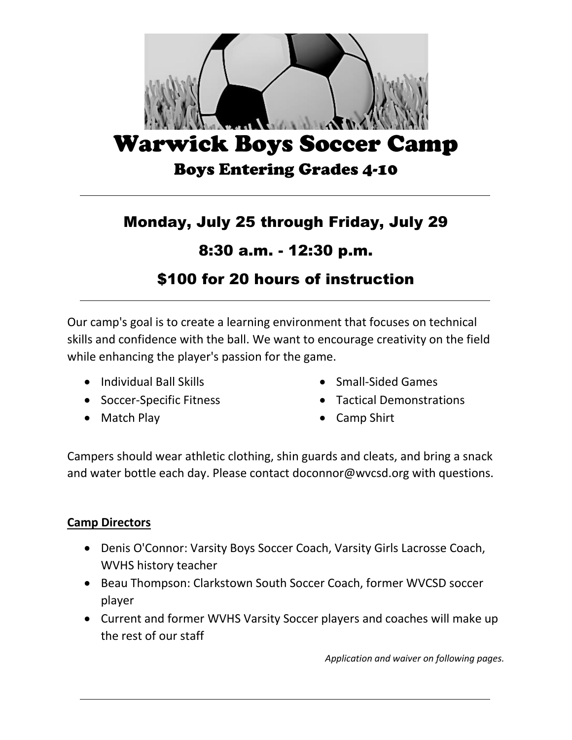# Warwick Boys Soccer Camp

## Boys Entering Grades 4-10

---

### Monday, July 25 through Friday, July 29

### 8:30 a.m. - 12:30 p.m.

### $100 for 20 hours of instruction

---

Our camp's goal is to create a learning environment that focuses on technical skills and confidence with the ball. We want to encourage creativity on the field while enhancing the player's passion for the game.

- Individual Ball Skills
- Soccer-Specific Fitness
- Match Play
- Small-Sided Games
- Tactical Demonstrations
- Camp Shirt

Campers should wear athletic clothing, shin guards and cleats, and bring a snack and water bottle each day. Please contact doconnor@wvcsd.org with questions.

**Camp Directors**

- Denis O'Connor: Varsity Boys Soccer Coach, Varsity Girls Lacrosse Coach, WVHS history teacher
- Beau Thompson: Clarkstown South Soccer Coach, former WVCSD soccer player
- Current and former WVHS Varsity Soccer players and coaches will make up the rest of our staff

*Application and waiver on following pages.*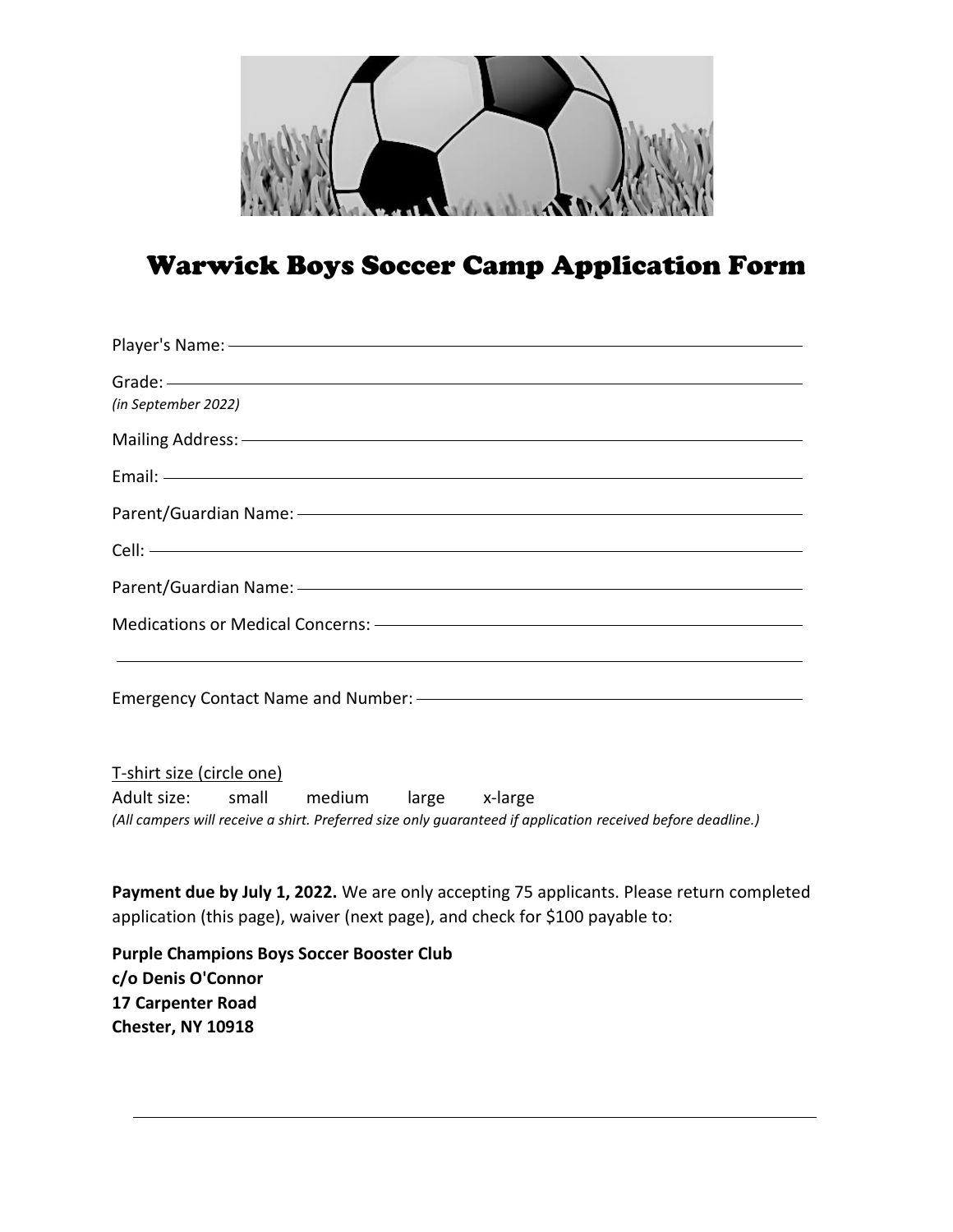# Warwick Boys Soccer Camp Application Form

Player's Name: ____________________________________________

Grade: ____________________________________________
*(in September 2022)*

Mailing Address: ____________________________________________

Email: ____________________________________________

Parent/Guardian Name: ____________________________________________

Cell: ____________________________________________

Parent/Guardian Name: ____________________________________________

Medications or Medical Concerns: ____________________________________________

____________________________________________

Emergency Contact Name and Number: ____________________________________________

T-shirt size (circle one)

Adult size: small medium large x-large

*(All campers will receive a shirt. Preferred size only guaranteed if application received before deadline.)*

**Payment due by July 1, 2022.** We are only accepting 75 applicants. Please return completed application (this page), waiver (next page), and check for $100 payable to:

**Purple Champions Boys Soccer Booster Club**
**c/o Denis O'Connor**
**17 Carpenter Road**
**Chester, NY 10918**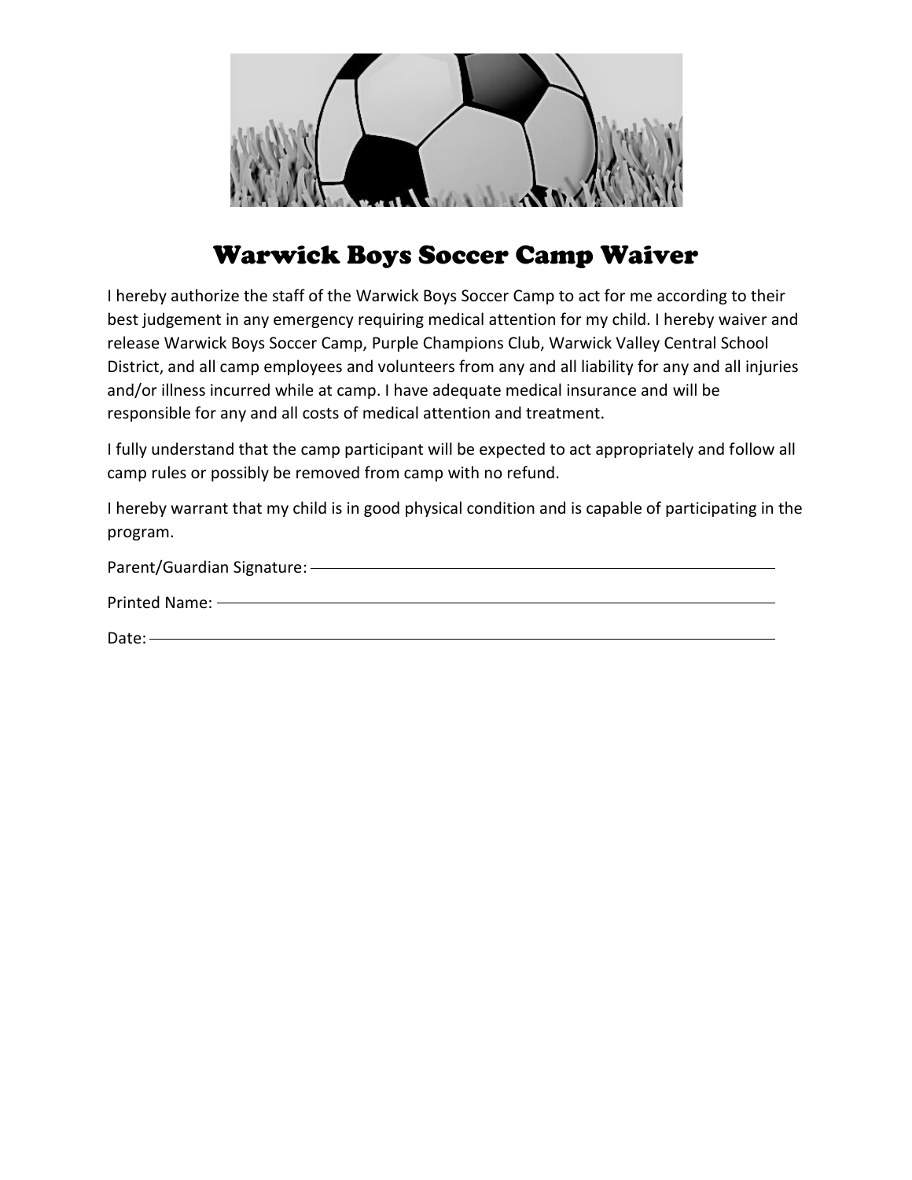# Warwick Boys Soccer Camp Waiver

I hereby authorize the staff of the Warwick Boys Soccer Camp to act for me according to their best judgement in any emergency requiring medical attention for my child. I hereby waiver and release Warwick Boys Soccer Camp, Purple Champions Club, Warwick Valley Central School District, and all camp employees and volunteers from any and all liability for any and all injuries and/or illness incurred while at camp. I have adequate medical insurance and will be responsible for any and all costs of medical attention and treatment.

I fully understand that the camp participant will be expected to act appropriately and follow all camp rules or possibly be removed from camp with no refund.

I hereby warrant that my child is in good physical condition and is capable of participating in the program.

Parent/Guardian Signature: ______________________________________________

Printed Name: ______________________________________________

Date: ______________________________________________